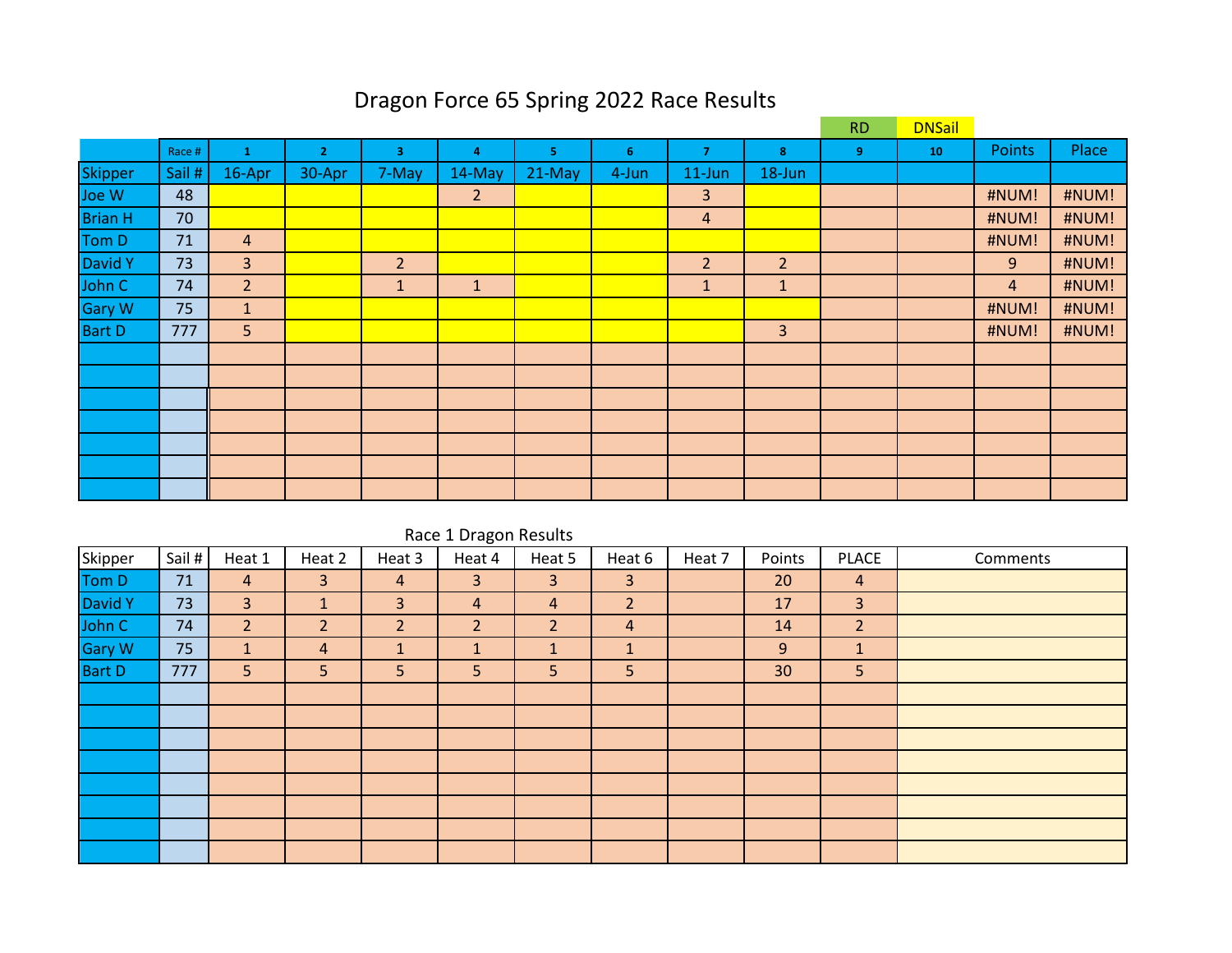# Dragon Force 65 Spring 2022 Race Results

| | Race # | 1 | 2 | 3 | 4 | 5 | 6 | 7 | 8 | 9 | 10 | Points | Place |
|---|---|---|---|---|---|---|---|---|---|---|---|---|---|
| | | | | | | | | | | RD | DNSail | | |
| Skipper | Sail # | 16-Apr | 30-Apr | 7-May | 14-May | 21-May | 4-Jun | 11-Jun | 18-Jun | | | | |
| Joe W | 48 | | | | 2 | | | 3 | | | | #NUM! | #NUM! |
| Brian H | 70 | | | | | | | 4 | | | | #NUM! | #NUM! |
| Tom D | 71 | 4 | | | | | | | | | | #NUM! | #NUM! |
| David Y | 73 | 3 | | 2 | | | | 2 | 2 | | | 9 | #NUM! |
| John C | 74 | 2 | | 1 | 1 | | | 1 | 1 | | | 4 | #NUM! |
| Gary W | 75 | 1 | | | | | | | | | | #NUM! | #NUM! |
| Bart D | 777 | 5 | | | | | | | 3 | | | #NUM! | #NUM! |
| | | | | | | | | | | | | | |
| | | | | | | | | | | | | | |
| | | | | | | | | | | | | | |
| | | | | | | | | | | | | | |
| | | | | | | | | | | | | | |
| | | | | | | | | | | | | | |
| | | | | | | | | | | | | | |

## Race 1 Dragon Results

| Skipper | Sail # | Heat 1 | Heat 2 | Heat 3 | Heat 4 | Heat 5 | Heat 6 | Heat 7 | Points | PLACE | Comments |
|---|---|---|---|---|---|---|---|---|---|---|---|
| Tom D | 71 | 4 | 3 | 4 | 3 | 3 | 3 | | 20 | 4 | |
| David Y | 73 | 3 | 1 | 3 | 4 | 4 | 2 | | 17 | 3 | |
| John C | 74 | 2 | 2 | 2 | 2 | 2 | 4 | | 14 | 2 | |
| Gary W | 75 | 1 | 4 | 1 | 1 | 1 | 1 | | 9 | 1 | |
| Bart D | 777 | 5 | 5 | 5 | 5 | 5 | 5 | | 30 | 5 | |
| | | | | | | | | | | | |
| | | | | | | | | | | | |
| | | | | | | | | | | | |
| | | | | | | | | | | | |
| | | | | | | | | | | | |
| | | | | | | | | | | | |
| | | | | | | | | | | | |
| | | | | | | | | | | | |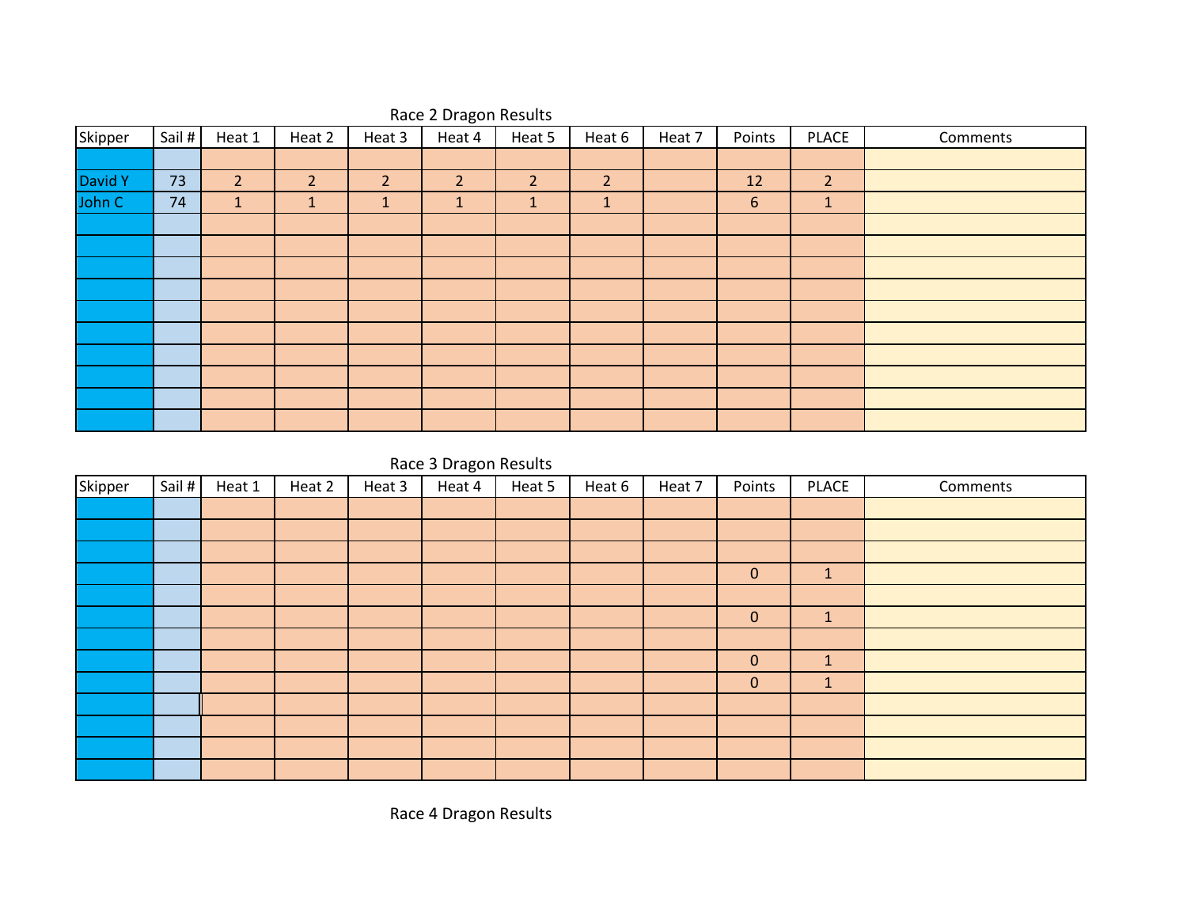## Race 2 Dragon Results

| Skipper | Sail # | Heat 1 | Heat 2 | Heat 3 | Heat 4 | Heat 5 | Heat 6 | Heat 7 | Points | PLACE | Comments |
|---|---|---|---|---|---|---|---|---|---|---|---|
| | | | | | | | | | | | |
| David Y | 73 | 2 | 2 | 2 | 2 | 2 | 2 | | 12 | 2 | |
| John C | 74 | 1 | 1 | 1 | 1 | 1 | 1 | | 6 | 1 | |
| | | | | | | | | | | | |
| | | | | | | | | | | | |
| | | | | | | | | | | | |
| | | | | | | | | | | | |
| | | | | | | | | | | | |
| | | | | | | | | | | | |
| | | | | | | | | | | | |
| | | | | | | | | | | | |
| | | | | | | | | | | | |
| | | | | | | | | | | | |

## Race 3 Dragon Results

| Skipper | Sail # | Heat 1 | Heat 2 | Heat 3 | Heat 4 | Heat 5 | Heat 6 | Heat 7 | Points | PLACE | Comments |
|---|---|---|---|---|---|---|---|---|---|---|---|
| | | | | | | | | | | | |
| | | | | | | | | | | | |
| | | | | | | | | | | | |
| | | | | | | | | | 0 | 1 | |
| | | | | | | | | | | | |
| | | | | | | | | | 0 | 1 | |
| | | | | | | | | | | | |
| | | | | | | | | | 0 | 1 | |
| | | | | | | | | | 0 | 1 | |
| | | | | | | | | | | | |
| | | | | | | | | | | | |
| | | | | | | | | | | | |
| | | | | | | | | | | | |

## Race 4 Dragon Results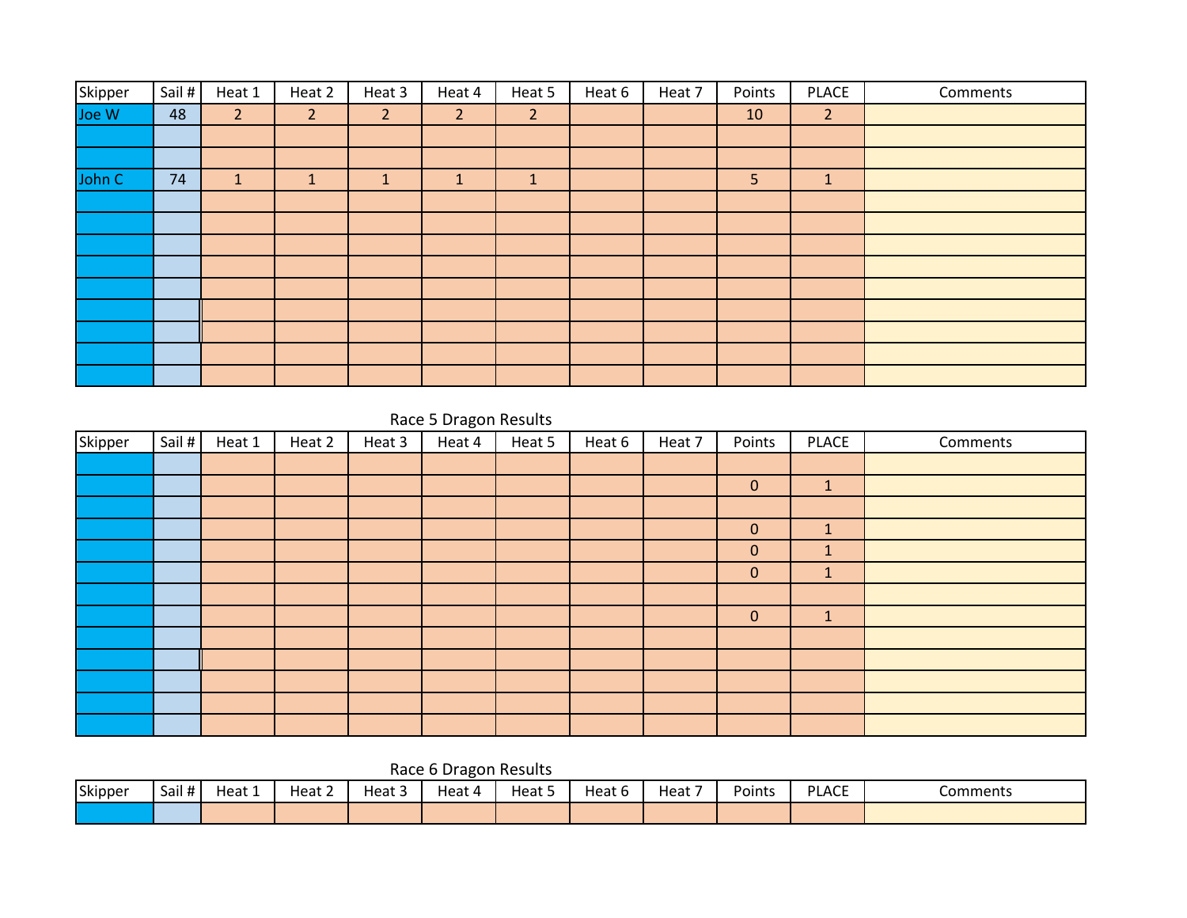| Skipper | Sail # | Heat 1 | Heat 2 | Heat 3 | Heat 4 | Heat 5 | Heat 6 | Heat 7 | Points | PLACE | Comments |
|---|---|---|---|---|---|---|---|---|---|---|---|
| Joe W | 48 | 2 | 2 | 2 | 2 | 2 | | | 10 | 2 | |
| | | | | | | | | | | | |
| | | | | | | | | | | | |
| John C | 74 | 1 | 1 | 1 | 1 | 1 | | | 5 | 1 | |
| | | | | | | | | | | | |
| | | | | | | | | | | | |
| | | | | | | | | | | | |
| | | | | | | | | | | | |
| | | | | | | | | | | | |
| | | | | | | | | | | | |
| | | | | | | | | | | | |
| | | | | | | | | | | | |
| | | | | | | | | | | | |

Race 5 Dragon Results

| Skipper | Sail # | Heat 1 | Heat 2 | Heat 3 | Heat 4 | Heat 5 | Heat 6 | Heat 7 | Points | PLACE | Comments |
|---|---|---|---|---|---|---|---|---|---|---|---|
| | | | | | | | | | | | |
| | | | | | | | | | 0 | 1 | |
| | | | | | | | | | | | |
| | | | | | | | | | 0 | 1 | |
| | | | | | | | | | 0 | 1 | |
| | | | | | | | | | 0 | 1 | |
| | | | | | | | | | | | |
| | | | | | | | | | 0 | 1 | |
| | | | | | | | | | | | |
| | | | | | | | | | | | |
| | | | | | | | | | | | |
| | | | | | | | | | | | |
| | | | | | | | | | | | |

Race 6 Dragon Results

| Skipper | Sail # | Heat 1 | Heat 2 | Heat 3 | Heat 4 | Heat 5 | Heat 6 | Heat 7 | Points | PLACE | Comments |
|---|---|---|---|---|---|---|---|---|---|---|---|
| | | | | | | | | | | | |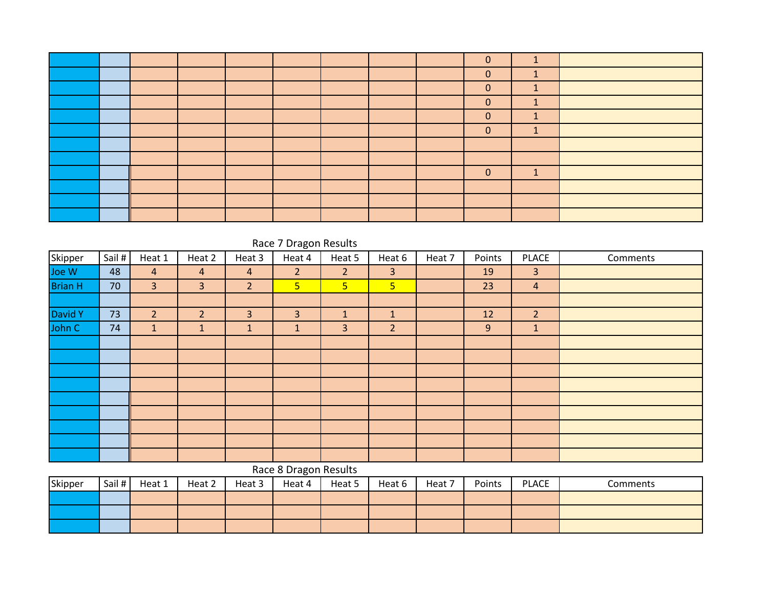| | | | | | | | | | | | |
|---|---|---|---|---|---|---|---|---|---|---|---|
| | | | | | | | | | 0 | 1 | |
| | | | | | | | | | 0 | 1 | |
| | | | | | | | | | 0 | 1 | |
| | | | | | | | | | 0 | 1 | |
| | | | | | | | | | 0 | 1 | |
| | | | | | | | | | 0 | 1 | |
| | | | | | | | | | | | |
| | | | | | | | | | | | |
| | | | | | | | | | 0 | 1 | |
| | | | | | | | | | | | |
| | | | | | | | | | | | |
| | | | | | | | | | | | |

Race 7 Dragon Results

| Skipper | Sail # | Heat 1 | Heat 2 | Heat 3 | Heat 4 | Heat 5 | Heat 6 | Heat 7 | Points | PLACE | Comments |
|---|---|---|---|---|---|---|---|---|---|---|---|
| Joe W | 48 | 4 | 4 | 4 | 2 | 2 | 3 | | 19 | 3 | |
| Brian H | 70 | 3 | 3 | 2 | 5 | 5 | 5 | | 23 | 4 | |
| | | | | | | | | | | | |
| David Y | 73 | 2 | 2 | 3 | 3 | 1 | 1 | | 12 | 2 | |
| John C | 74 | 1 | 1 | 1 | 1 | 3 | 2 | | 9 | 1 | |
| | | | | | | | | | | | |
| | | | | | | | | | | | |
| | | | | | | | | | | | |
| | | | | | | | | | | | |
| | | | | | | | | | | | |
| | | | | | | | | | | | |
| | | | | | | | | | | | |
| | | | | | | | | | | | |
| | | | | | | | | | | | |

Race 8 Dragon Results

| Skipper | Sail # | Heat 1 | Heat 2 | Heat 3 | Heat 4 | Heat 5 | Heat 6 | Heat 7 | Points | PLACE | Comments |
|---|---|---|---|---|---|---|---|---|---|---|---|
| | | | | | | | | | | | |
| | | | | | | | | | | | |
| | | | | | | | | | | | |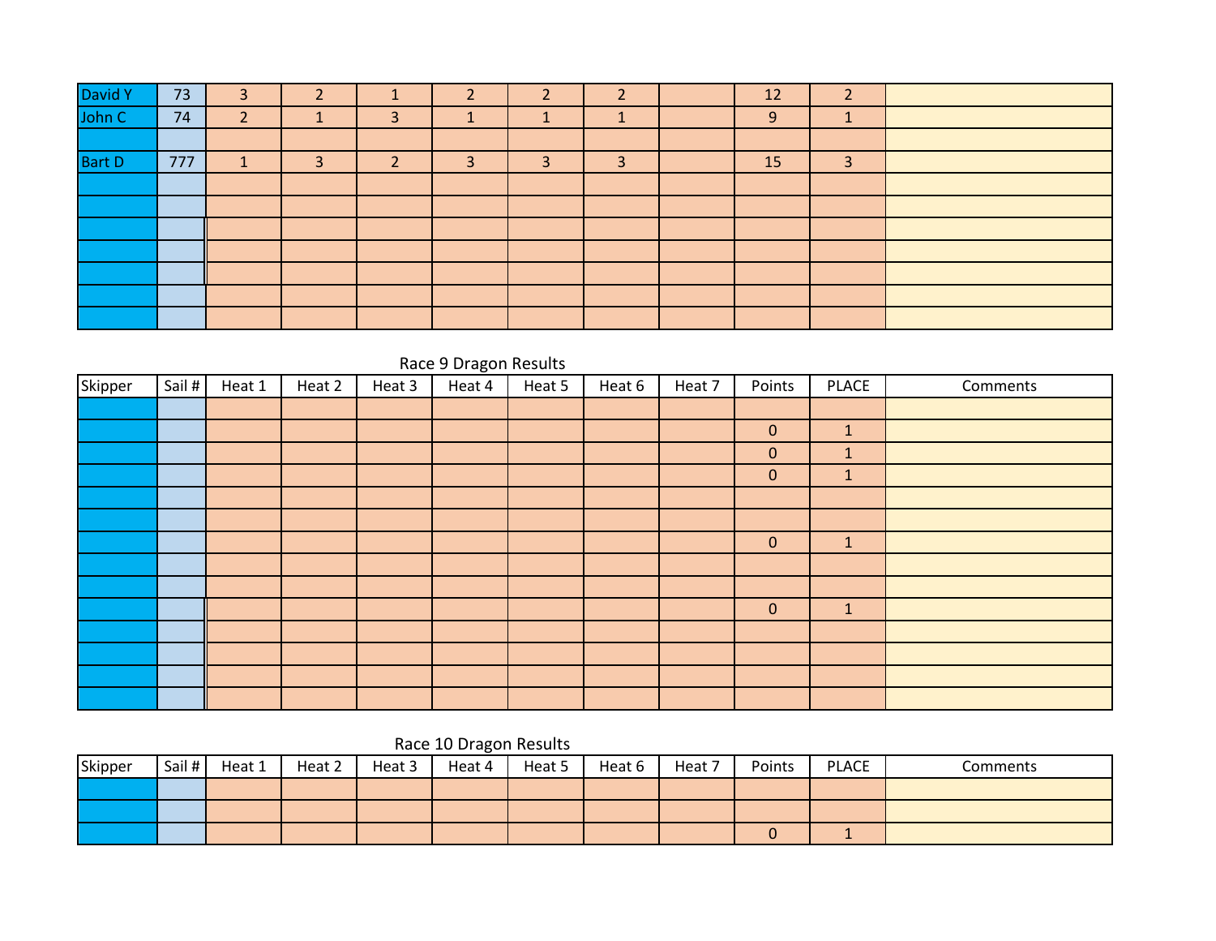| | | | | | | | | | | | |
|---|---|---|---|---|---|---|---|---|---|---|---|
| David Y | 73 | 3 | 2 | 1 | 2 | 2 | 2 | | 12 | 2 | |
| John C | 74 | 2 | 1 | 3 | 1 | 1 | 1 | | 9 | 1 | |
| | | | | | | | | | | | |
| Bart D | 777 | 1 | 3 | 2 | 3 | 3 | 3 | | 15 | 3 | |
| | | | | | | | | | | | |
| | | | | | | | | | | | |
| | | | | | | | | | | | |
| | | | | | | | | | | | |
| | | | | | | | | | | | |
| | | | | | | | | | | | |
| | | | | | | | | | | | |

Race 9 Dragon Results

| Skipper | Sail # | Heat 1 | Heat 2 | Heat 3 | Heat 4 | Heat 5 | Heat 6 | Heat 7 | Points | PLACE | Comments |
|---|---|---|---|---|---|---|---|---|---|---|---|
| | | | | | | | | | | | |
| | | | | | | | | | 0 | 1 | |
| | | | | | | | | | 0 | 1 | |
| | | | | | | | | | 0 | 1 | |
| | | | | | | | | | | | |
| | | | | | | | | | | | |
| | | | | | | | | | 0 | 1 | |
| | | | | | | | | | | | |
| | | | | | | | | | | | |
| | | | | | | | | | 0 | 1 | |
| | | | | | | | | | | | |
| | | | | | | | | | | | |
| | | | | | | | | | | | |
| | | | | | | | | | | | |

Race 10 Dragon Results

| Skipper | Sail # | Heat 1 | Heat 2 | Heat 3 | Heat 4 | Heat 5 | Heat 6 | Heat 7 | Points | PLACE | Comments |
|---|---|---|---|---|---|---|---|---|---|---|---|
| | | | | | | | | | | | |
| | | | | | | | | | | | |
| | | | | | | | | | 0 | 1 | |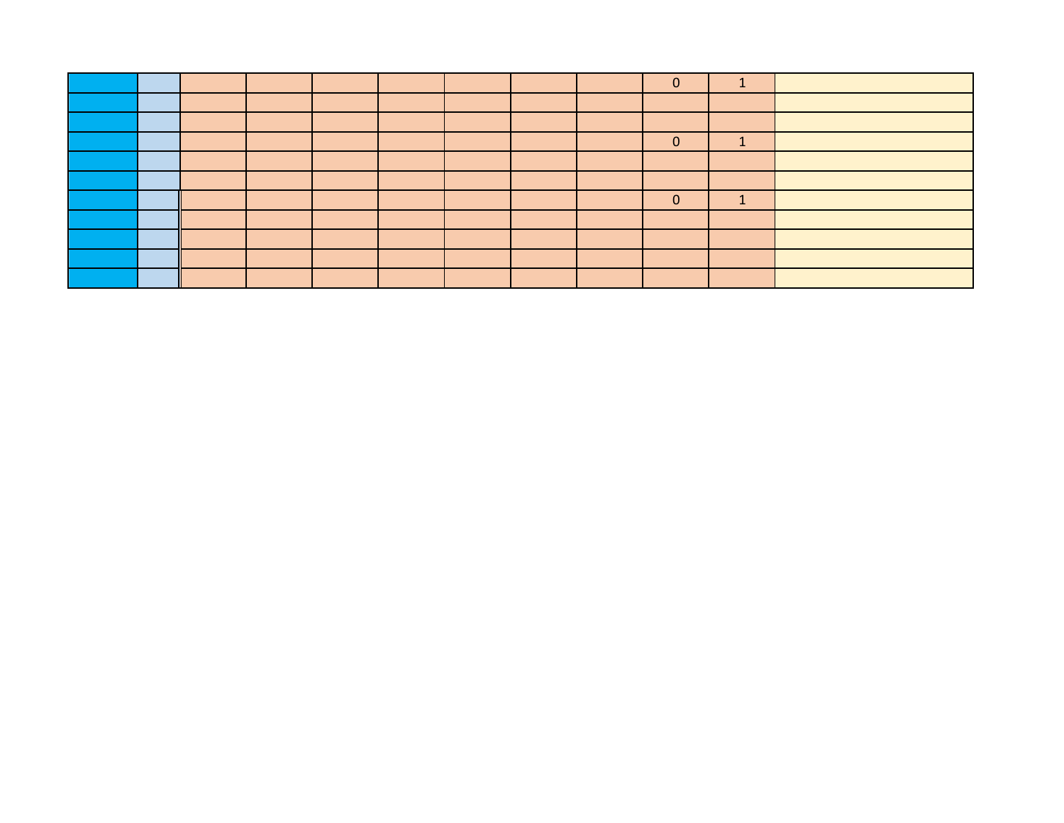| | | | | | | | | | | | |
|---|---|---|---|---|---|---|---|---|---|---|---|
| | | | | | | | | | 0 | 1 | |
| | | | | | | | | | | | |
| | | | | | | | | | | | |
| | | | | | | | | | 0 | 1 | |
| | | | | | | | | | | | |
| | | | | | | | | | | | |
| | | | | | | | | | 0 | 1 | |
| | | | | | | | | | | | |
| | | | | | | | | | | | |
| | | | | | | | | | | | |
| | | | | | | | | | | | |